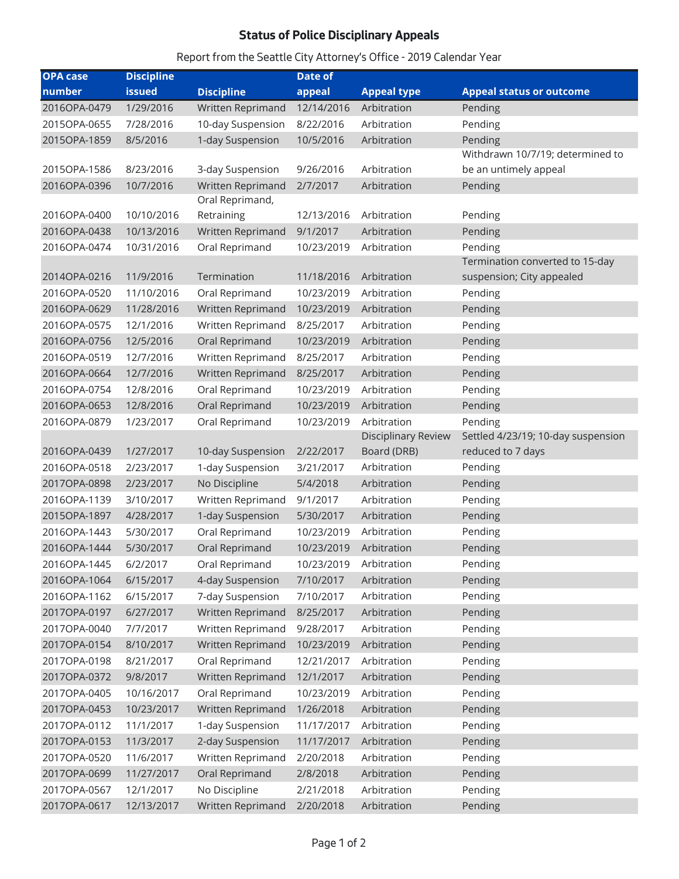# Status of Police Disciplinary Appeals

Report from the Seattle City Attorney's Office - 2019 Calendar Year

| OPA case number | Discipline issued | Discipline | Date of appeal | Appeal type | Appeal status or outcome |
|---|---|---|---|---|---|
| 2016OPA-0479 | 1/29/2016 | Written Reprimand | 12/14/2016 | Arbitration | Pending |
| 2015OPA-0655 | 7/28/2016 | 10-day Suspension | 8/22/2016 | Arbitration | Pending |
| 2015OPA-1859 | 8/5/2016 | 1-day Suspension | 10/5/2016 | Arbitration | Pending |
| 2015OPA-1586 | 8/23/2016 | 3-day Suspension | 9/26/2016 | Arbitration | Withdrawn 10/7/19; determined to be an untimely appeal |
| 2016OPA-0396 | 10/7/2016 | Written Reprimand | 2/7/2017 | Arbitration | Pending |
| 2016OPA-0400 | 10/10/2016 | Oral Reprimand, Retraining | 12/13/2016 | Arbitration | Pending |
| 2016OPA-0438 | 10/13/2016 | Written Reprimand | 9/1/2017 | Arbitration | Pending |
| 2016OPA-0474 | 10/31/2016 | Oral Reprimand | 10/23/2019 | Arbitration | Pending |
| 2014OPA-0216 | 11/9/2016 | Termination | 11/18/2016 | Arbitration | Termination converted to 15-day suspension; City appealed |
| 2016OPA-0520 | 11/10/2016 | Oral Reprimand | 10/23/2019 | Arbitration | Pending |
| 2016OPA-0629 | 11/28/2016 | Written Reprimand | 10/23/2019 | Arbitration | Pending |
| 2016OPA-0575 | 12/1/2016 | Written Reprimand | 8/25/2017 | Arbitration | Pending |
| 2016OPA-0756 | 12/5/2016 | Oral Reprimand | 10/23/2019 | Arbitration | Pending |
| 2016OPA-0519 | 12/7/2016 | Written Reprimand | 8/25/2017 | Arbitration | Pending |
| 2016OPA-0664 | 12/7/2016 | Written Reprimand | 8/25/2017 | Arbitration | Pending |
| 2016OPA-0754 | 12/8/2016 | Oral Reprimand | 10/23/2019 | Arbitration | Pending |
| 2016OPA-0653 | 12/8/2016 | Oral Reprimand | 10/23/2019 | Arbitration | Pending |
| 2016OPA-0879 | 1/23/2017 | Oral Reprimand | 10/23/2019 | Arbitration | Pending |
| 2016OPA-0439 | 1/27/2017 | 10-day Suspension | 2/22/2017 | Disciplinary Review Board (DRB) | Settled 4/23/19; 10-day suspension reduced to 7 days |
| 2016OPA-0518 | 2/23/2017 | 1-day Suspension | 3/21/2017 | Arbitration | Pending |
| 2017OPA-0898 | 2/23/2017 | No Discipline | 5/4/2018 | Arbitration | Pending |
| 2016OPA-1139 | 3/10/2017 | Written Reprimand | 9/1/2017 | Arbitration | Pending |
| 2015OPA-1897 | 4/28/2017 | 1-day Suspension | 5/30/2017 | Arbitration | Pending |
| 2016OPA-1443 | 5/30/2017 | Oral Reprimand | 10/23/2019 | Arbitration | Pending |
| 2016OPA-1444 | 5/30/2017 | Oral Reprimand | 10/23/2019 | Arbitration | Pending |
| 2016OPA-1445 | 6/2/2017 | Oral Reprimand | 10/23/2019 | Arbitration | Pending |
| 2016OPA-1064 | 6/15/2017 | 4-day Suspension | 7/10/2017 | Arbitration | Pending |
| 2016OPA-1162 | 6/15/2017 | 7-day Suspension | 7/10/2017 | Arbitration | Pending |
| 2017OPA-0197 | 6/27/2017 | Written Reprimand | 8/25/2017 | Arbitration | Pending |
| 2017OPA-0040 | 7/7/2017 | Written Reprimand | 9/28/2017 | Arbitration | Pending |
| 2017OPA-0154 | 8/10/2017 | Written Reprimand | 10/23/2019 | Arbitration | Pending |
| 2017OPA-0198 | 8/21/2017 | Oral Reprimand | 12/21/2017 | Arbitration | Pending |
| 2017OPA-0372 | 9/8/2017 | Written Reprimand | 12/1/2017 | Arbitration | Pending |
| 2017OPA-0405 | 10/16/2017 | Oral Reprimand | 10/23/2019 | Arbitration | Pending |
| 2017OPA-0453 | 10/23/2017 | Written Reprimand | 1/26/2018 | Arbitration | Pending |
| 2017OPA-0112 | 11/1/2017 | 1-day Suspension | 11/17/2017 | Arbitration | Pending |
| 2017OPA-0153 | 11/3/2017 | 2-day Suspension | 11/17/2017 | Arbitration | Pending |
| 2017OPA-0520 | 11/6/2017 | Written Reprimand | 2/20/2018 | Arbitration | Pending |
| 2017OPA-0699 | 11/27/2017 | Oral Reprimand | 2/8/2018 | Arbitration | Pending |
| 2017OPA-0567 | 12/1/2017 | No Discipline | 2/21/2018 | Arbitration | Pending |
| 2017OPA-0617 | 12/13/2017 | Written Reprimand | 2/20/2018 | Arbitration | Pending |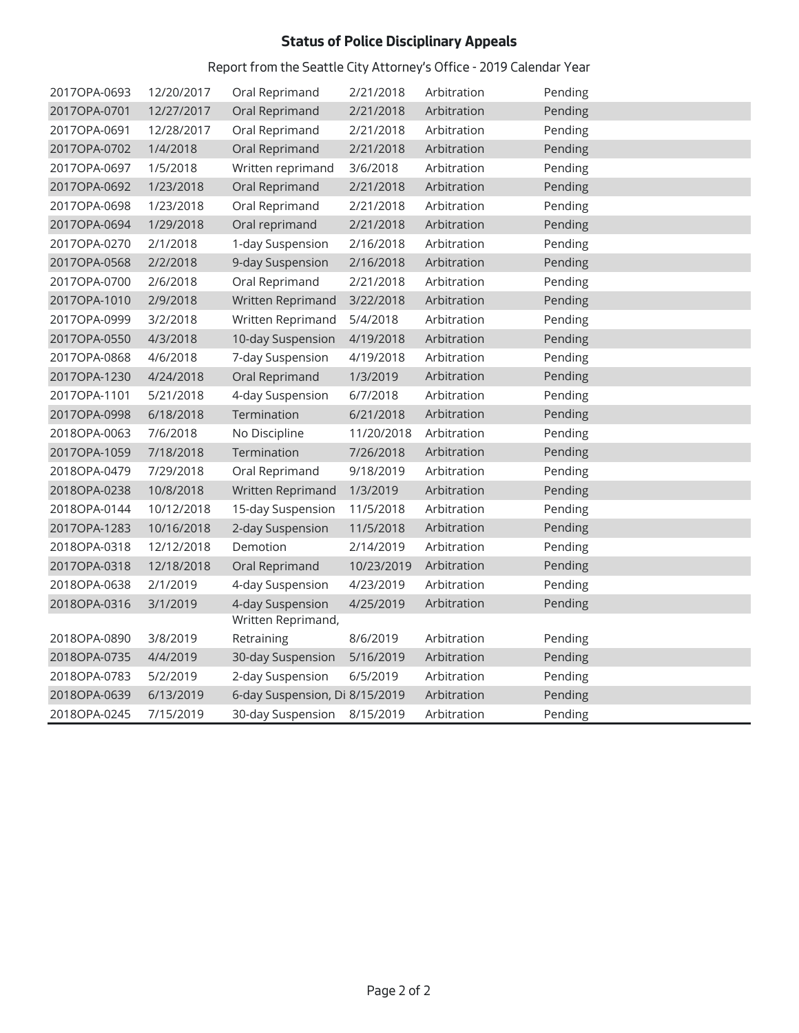## Status of Police Disciplinary Appeals

Report from the Seattle City Attorney's Office - 2019 Calendar Year

| | | | | | |
|---|---|---|---|---|---|
| 2017OPA-0693 | 12/20/2017 | Oral Reprimand | 2/21/2018 | Arbitration | Pending |
| 2017OPA-0701 | 12/27/2017 | Oral Reprimand | 2/21/2018 | Arbitration | Pending |
| 2017OPA-0691 | 12/28/2017 | Oral Reprimand | 2/21/2018 | Arbitration | Pending |
| 2017OPA-0702 | 1/4/2018 | Oral Reprimand | 2/21/2018 | Arbitration | Pending |
| 2017OPA-0697 | 1/5/2018 | Written reprimand | 3/6/2018 | Arbitration | Pending |
| 2017OPA-0692 | 1/23/2018 | Oral Reprimand | 2/21/2018 | Arbitration | Pending |
| 2017OPA-0698 | 1/23/2018 | Oral Reprimand | 2/21/2018 | Arbitration | Pending |
| 2017OPA-0694 | 1/29/2018 | Oral reprimand | 2/21/2018 | Arbitration | Pending |
| 2017OPA-0270 | 2/1/2018 | 1-day Suspension | 2/16/2018 | Arbitration | Pending |
| 2017OPA-0568 | 2/2/2018 | 9-day Suspension | 2/16/2018 | Arbitration | Pending |
| 2017OPA-0700 | 2/6/2018 | Oral Reprimand | 2/21/2018 | Arbitration | Pending |
| 2017OPA-1010 | 2/9/2018 | Written Reprimand | 3/22/2018 | Arbitration | Pending |
| 2017OPA-0999 | 3/2/2018 | Written Reprimand | 5/4/2018 | Arbitration | Pending |
| 2017OPA-0550 | 4/3/2018 | 10-day Suspension | 4/19/2018 | Arbitration | Pending |
| 2017OPA-0868 | 4/6/2018 | 7-day Suspension | 4/19/2018 | Arbitration | Pending |
| 2017OPA-1230 | 4/24/2018 | Oral Reprimand | 1/3/2019 | Arbitration | Pending |
| 2017OPA-1101 | 5/21/2018 | 4-day Suspension | 6/7/2018 | Arbitration | Pending |
| 2017OPA-0998 | 6/18/2018 | Termination | 6/21/2018 | Arbitration | Pending |
| 2018OPA-0063 | 7/6/2018 | No Discipline | 11/20/2018 | Arbitration | Pending |
| 2017OPA-1059 | 7/18/2018 | Termination | 7/26/2018 | Arbitration | Pending |
| 2018OPA-0479 | 7/29/2018 | Oral Reprimand | 9/18/2019 | Arbitration | Pending |
| 2018OPA-0238 | 10/8/2018 | Written Reprimand | 1/3/2019 | Arbitration | Pending |
| 2018OPA-0144 | 10/12/2018 | 15-day Suspension | 11/5/2018 | Arbitration | Pending |
| 2017OPA-1283 | 10/16/2018 | 2-day Suspension | 11/5/2018 | Arbitration | Pending |
| 2018OPA-0318 | 12/12/2018 | Demotion | 2/14/2019 | Arbitration | Pending |
| 2017OPA-0318 | 12/18/2018 | Oral Reprimand | 10/23/2019 | Arbitration | Pending |
| 2018OPA-0638 | 2/1/2019 | 4-day Suspension | 4/23/2019 | Arbitration | Pending |
| 2018OPA-0316 | 3/1/2019 | 4-day Suspension | 4/25/2019 | Arbitration | Pending |
| 2018OPA-0890 | 3/8/2019 | Written Reprimand, Retraining | 8/6/2019 | Arbitration | Pending |
| 2018OPA-0735 | 4/4/2019 | 30-day Suspension | 5/16/2019 | Arbitration | Pending |
| 2018OPA-0783 | 5/2/2019 | 2-day Suspension | 6/5/2019 | Arbitration | Pending |
| 2018OPA-0639 | 6/13/2019 | 6-day Suspension, Di | 8/15/2019 | Arbitration | Pending |
| 2018OPA-0245 | 7/15/2019 | 30-day Suspension | 8/15/2019 | Arbitration | Pending |